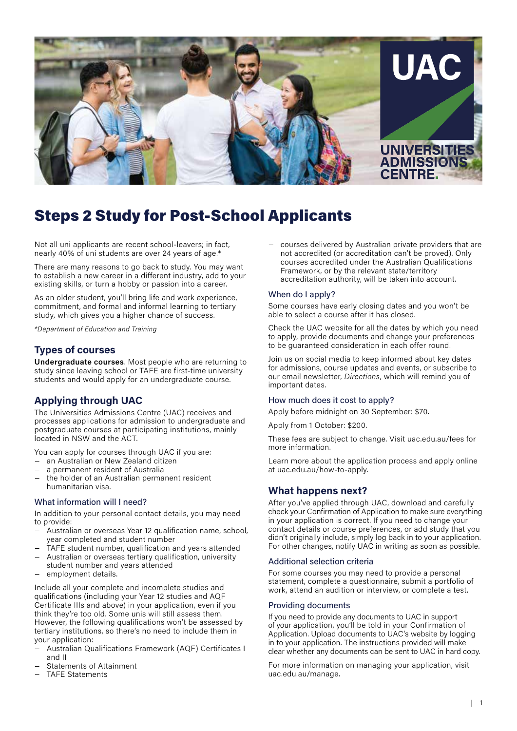# Steps 2 Study for Post-School Applicants

Not all uni applicants are recent school-leavers; in fact, nearly 40% of uni students are over 24 years of age.*

There are many reasons to go back to study. You may want to establish a new career in a different industry, add to your existing skills, or turn a hobby or passion into a career.

As an older student, you'll bring life and work experience, commitment, and formal and informal learning to tertiary study, which gives you a higher chance of success.

*\*Department of Education and Training*

## Types of courses

**Undergraduate courses**. Most people who are returning to study since leaving school or TAFE are first-time university students and would apply for an undergraduate course.

## Applying through UAC

The Universities Admissions Centre (UAC) receives and processes applications for admission to undergraduate and postgraduate courses at participating institutions, mainly located in NSW and the ACT.

You can apply for courses through UAC if you are:

- an Australian or New Zealand citizen
- a permanent resident of Australia
- the holder of an Australian permanent resident humanitarian visa.

### What information will I need?

In addition to your personal contact details, you may need to provide:

- Australian or overseas Year 12 qualification name, school, year completed and student number
- TAFE student number, qualification and years attended
- Australian or overseas tertiary qualification, university student number and years attended
- employment details.

Include all your complete and incomplete studies and qualifications (including your Year 12 studies and AQF Certificate IIIs and above) in your application, even if you think they're too old. Some unis will still assess them. However, the following qualifications won't be assessed by tertiary institutions, so there's no need to include them in your application:

- Australian Qualifications Framework (AQF) Certificates I and II
- Statements of Attainment
- TAFE Statements
- courses delivered by Australian private providers that are not accredited (or accreditation can't be proved). Only courses accredited under the Australian Qualifications Framework, or by the relevant state/territory accreditation authority, will be taken into account.

### When do I apply?

Some courses have early closing dates and you won't be able to select a course after it has closed.

Check the UAC website for all the dates by which you need to apply, provide documents and change your preferences to be guaranteed consideration in each offer round.

Join us on social media to keep informed about key dates for admissions, course updates and events, or subscribe to our email newsletter, *Directions*, which will remind you of important dates.

### How much does it cost to apply?

Apply before midnight on 30 September: $70.

Apply from 1 October: $200.

These fees are subject to change. Visit uac.edu.au/fees for more information.

Learn more about the application process and apply online at uac.edu.au/how-to-apply.

## What happens next?

After you've applied through UAC, download and carefully check your Confirmation of Application to make sure everything in your application is correct. If you need to change your contact details or course preferences, or add study that you didn't originally include, simply log back in to your application. For other changes, notify UAC in writing as soon as possible.

### Additional selection criteria

For some courses you may need to provide a personal statement, complete a questionnaire, submit a portfolio of work, attend an audition or interview, or complete a test.

### Providing documents

If you need to provide any documents to UAC in support of your application, you'll be told in your Confirmation of Application. Upload documents to UAC's website by logging in to your application. The instructions provided will make clear whether any documents can be sent to UAC in hard copy.

For more information on managing your application, visit uac.edu.au/manage.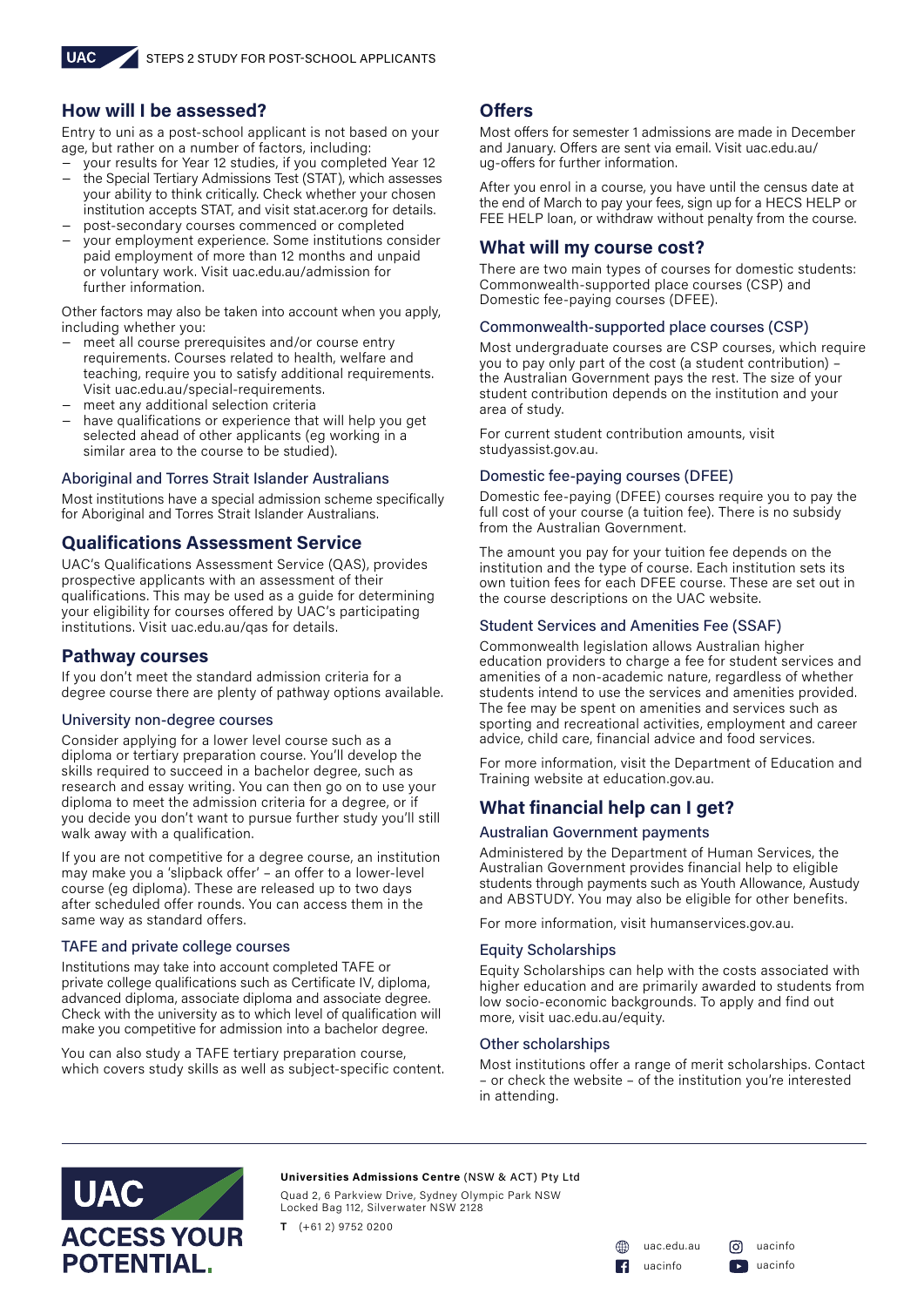## How will I be assessed?

Entry to uni as a post-school applicant is not based on your age, but rather on a number of factors, including:

- your results for Year 12 studies, if you completed Year 12
- the Special Tertiary Admissions Test (STAT), which assesses your ability to think critically. Check whether your chosen institution accepts STAT, and visit stat.acer.org for details.
- post-secondary courses commenced or completed
- your employment experience. Some institutions consider paid employment of more than 12 months and unpaid or voluntary work. Visit uac.edu.au/admission for further information.

Other factors may also be taken into account when you apply, including whether you:

- meet all course prerequisites and/or course entry requirements. Courses related to health, welfare and teaching, require you to satisfy additional requirements. Visit uac.edu.au/special-requirements.
- meet any additional selection criteria
- have qualifications or experience that will help you get selected ahead of other applicants (eg working in a similar area to the course to be studied).

### Aboriginal and Torres Strait Islander Australians

Most institutions have a special admission scheme specifically for Aboriginal and Torres Strait Islander Australians.

## Qualifications Assessment Service

UAC's Qualifications Assessment Service (QAS), provides prospective applicants with an assessment of their qualifications. This may be used as a guide for determining your eligibility for courses offered by UAC's participating institutions. Visit uac.edu.au/qas for details.

## Pathway courses

If you don't meet the standard admission criteria for a degree course there are plenty of pathway options available.

### University non-degree courses

Consider applying for a lower level course such as a diploma or tertiary preparation course. You'll develop the skills required to succeed in a bachelor degree, such as research and essay writing. You can then go on to use your diploma to meet the admission criteria for a degree, or if you decide you don't want to pursue further study you'll still walk away with a qualification.

If you are not competitive for a degree course, an institution may make you a 'slipback offer' – an offer to a lower-level course (eg diploma). These are released up to two days after scheduled offer rounds. You can access them in the same way as standard offers.

### TAFE and private college courses

Institutions may take into account completed TAFE or private college qualifications such as Certificate IV, diploma, advanced diploma, associate diploma and associate degree. Check with the university as to which level of qualification will make you competitive for admission into a bachelor degree.

You can also study a TAFE tertiary preparation course, which covers study skills as well as subject-specific content.

## Offers

Most offers for semester 1 admissions are made in December and January. Offers are sent via email. Visit uac.edu.au/ug-offers for further information.

After you enrol in a course, you have until the census date at the end of March to pay your fees, sign up for a HECS HELP or FEE HELP loan, or withdraw without penalty from the course.

## What will my course cost?

There are two main types of courses for domestic students: Commonwealth-supported place courses (CSP) and Domestic fee-paying courses (DFEE).

### Commonwealth-supported place courses (CSP)

Most undergraduate courses are CSP courses, which require you to pay only part of the cost (a student contribution) – the Australian Government pays the rest. The size of your student contribution depends on the institution and your area of study.

For current student contribution amounts, visit studyassist.gov.au.

### Domestic fee-paying courses (DFEE)

Domestic fee-paying (DFEE) courses require you to pay the full cost of your course (a tuition fee). There is no subsidy from the Australian Government.

The amount you pay for your tuition fee depends on the institution and the type of course. Each institution sets its own tuition fees for each DFEE course. These are set out in the course descriptions on the UAC website.

### Student Services and Amenities Fee (SSAF)

Commonwealth legislation allows Australian higher education providers to charge a fee for student services and amenities of a non-academic nature, regardless of whether students intend to use the services and amenities provided. The fee may be spent on amenities and services such as sporting and recreational activities, employment and career advice, child care, financial advice and food services.

For more information, visit the Department of Education and Training website at education.gov.au.

## What financial help can I get?

### Australian Government payments

Administered by the Department of Human Services, the Australian Government provides financial help to eligible students through payments such as Youth Allowance, Austudy and ABSTUDY. You may also be eligible for other benefits.

For more information, visit humanservices.gov.au.

### Equity Scholarships

Equity Scholarships can help with the costs associated with higher education and are primarily awarded to students from low socio-economic backgrounds. To apply and find out more, visit uac.edu.au/equity.

### Other scholarships

Most institutions offer a range of merit scholarships. Contact – or check the website – of the institution you're interested in attending.

UAC
ACCESS YOUR POTENTIAL.

**Universities Admissions Centre** (NSW & ACT) Pty Ltd
Quad 2, 6 Parkview Drive, Sydney Olympic Park NSW
Locked Bag 112, Silverwater NSW 2128
**T** (+61 2) 9752 0200

uac.edu.au
uacinfo
uacinfo
uacinfo